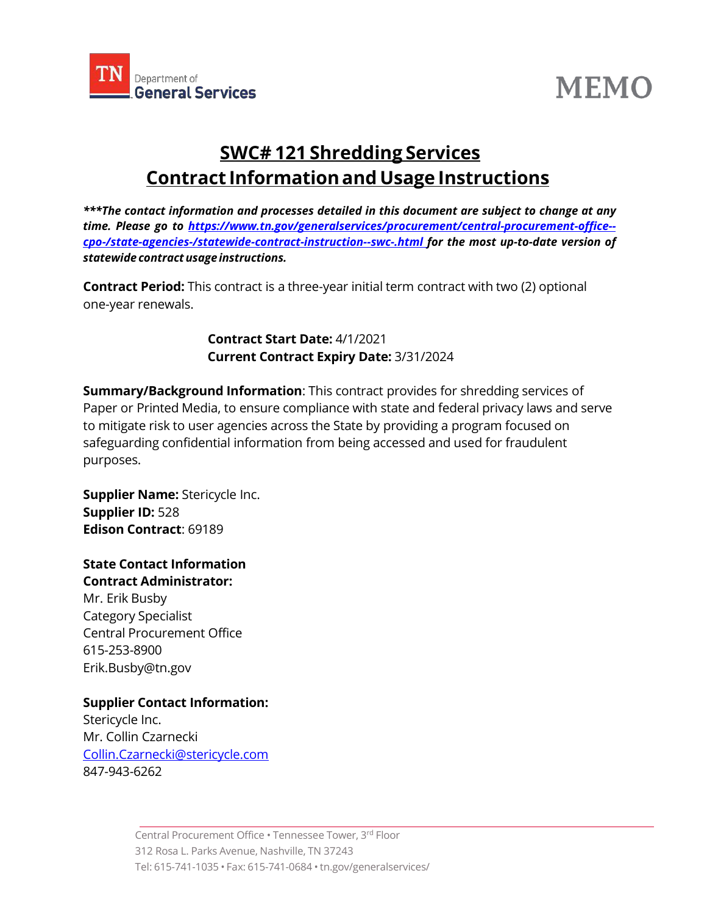TN Department of General Services

MEMO

# SWC# 121 Shredding Services
# Contract Information and Usage Instructions

***\*\*\*The contact information and processes detailed in this document are subject to change at any time. Please go to [https://www.tn.gov/generalservices/procurement/central-procurement-office--cpo-/state-agencies-/statewide-contract-instruction--swc-.html](https://www.tn.gov/generalservices/procurement/central-procurement-office--cpo-/state-agencies-/statewide-contract-instruction--swc-.html) for the most up-to-date version of statewide contract usage instructions.***

**Contract Period:** This contract is a three-year initial term contract with two (2) optional one-year renewals.

**Contract Start Date:** 4/1/2021
**Current Contract Expiry Date:** 3/31/2024

**Summary/Background Information**: This contract provides for shredding services of Paper or Printed Media, to ensure compliance with state and federal privacy laws and serve to mitigate risk to user agencies across the State by providing a program focused on safeguarding confidential information from being accessed and used for fraudulent purposes.

**Supplier Name:** Stericycle Inc.
**Supplier ID:** 528
**Edison Contract**: 69189

**State Contact Information**
**Contract Administrator:**
Mr. Erik Busby
Category Specialist
Central Procurement Office
615-253-8900
Erik.Busby@tn.gov

**Supplier Contact Information:**
Stericycle Inc.
Mr. Collin Czarnecki
[Collin.Czarnecki@stericycle.com](mailto:Collin.Czarnecki@stericycle.com)
847-943-6262

Central Procurement Office • Tennessee Tower, 3rd Floor
312 Rosa L. Parks Avenue, Nashville, TN 37243
Tel: 615-741-1035 • Fax: 615-741-0684 • tn.gov/generalservices/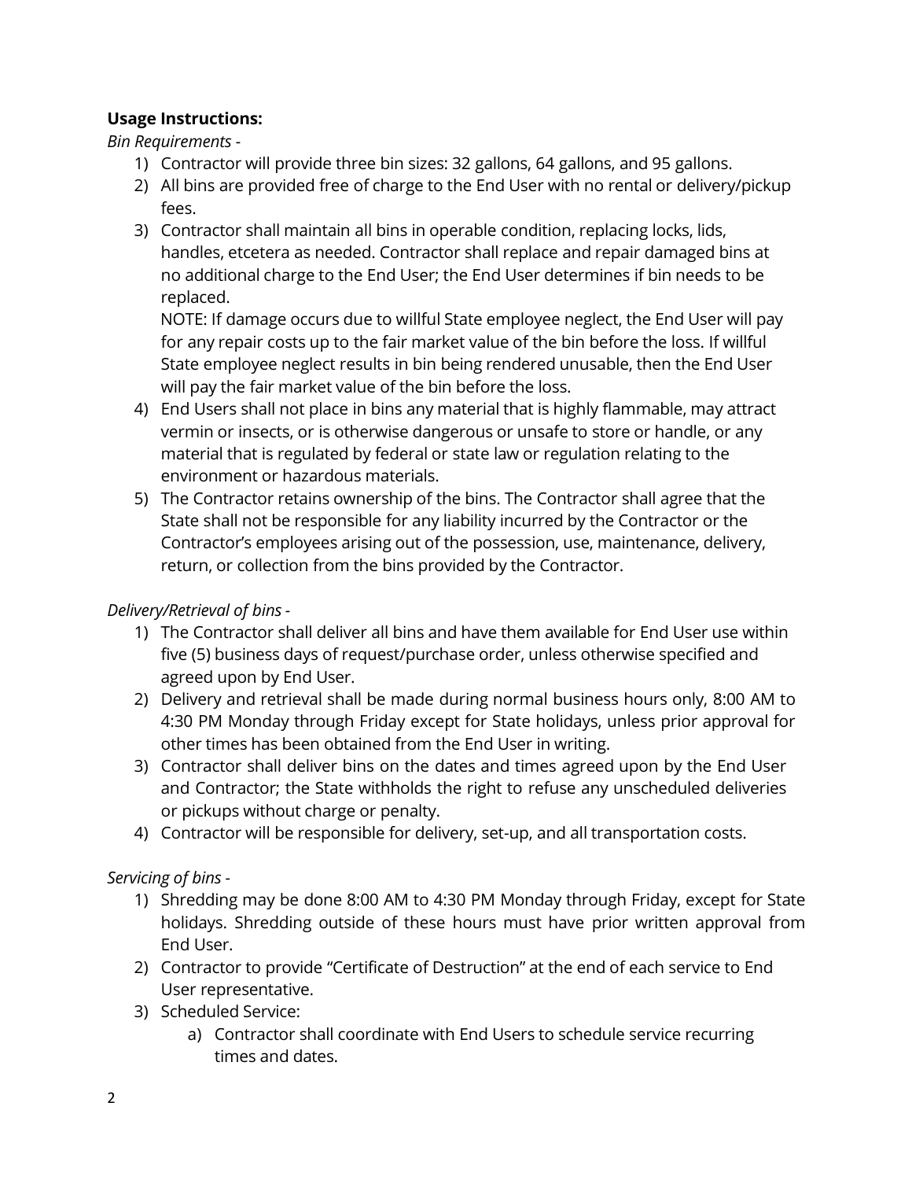**Usage Instructions:**

*Bin Requirements -*

1) Contractor will provide three bin sizes: 32 gallons, 64 gallons, and 95 gallons.
2) All bins are provided free of charge to the End User with no rental or delivery/pickup fees.
3) Contractor shall maintain all bins in operable condition, replacing locks, lids, handles, etcetera as needed. Contractor shall replace and repair damaged bins at no additional charge to the End User; the End User determines if bin needs to be replaced.

   NOTE: If damage occurs due to willful State employee neglect, the End User will pay for any repair costs up to the fair market value of the bin before the loss. If willful State employee neglect results in bin being rendered unusable, then the End User will pay the fair market value of the bin before the loss.
4) End Users shall not place in bins any material that is highly flammable, may attract vermin or insects, or is otherwise dangerous or unsafe to store or handle, or any material that is regulated by federal or state law or regulation relating to the environment or hazardous materials.
5) The Contractor retains ownership of the bins. The Contractor shall agree that the State shall not be responsible for any liability incurred by the Contractor or the Contractor's employees arising out of the possession, use, maintenance, delivery, return, or collection from the bins provided by the Contractor.

*Delivery/Retrieval of bins -*

1) The Contractor shall deliver all bins and have them available for End User use within five (5) business days of request/purchase order, unless otherwise specified and agreed upon by End User.
2) Delivery and retrieval shall be made during normal business hours only, 8:00 AM to 4:30 PM Monday through Friday except for State holidays, unless prior approval for other times has been obtained from the End User in writing.
3) Contractor shall deliver bins on the dates and times agreed upon by the End User and Contractor; the State withholds the right to refuse any unscheduled deliveries or pickups without charge or penalty.
4) Contractor will be responsible for delivery, set-up, and all transportation costs.

*Servicing of bins -*

1) Shredding may be done 8:00 AM to 4:30 PM Monday through Friday, except for State holidays. Shredding outside of these hours must have prior written approval from End User.
2) Contractor to provide "Certificate of Destruction" at the end of each service to End User representative.
3) Scheduled Service:
   a) Contractor shall coordinate with End Users to schedule service recurring times and dates.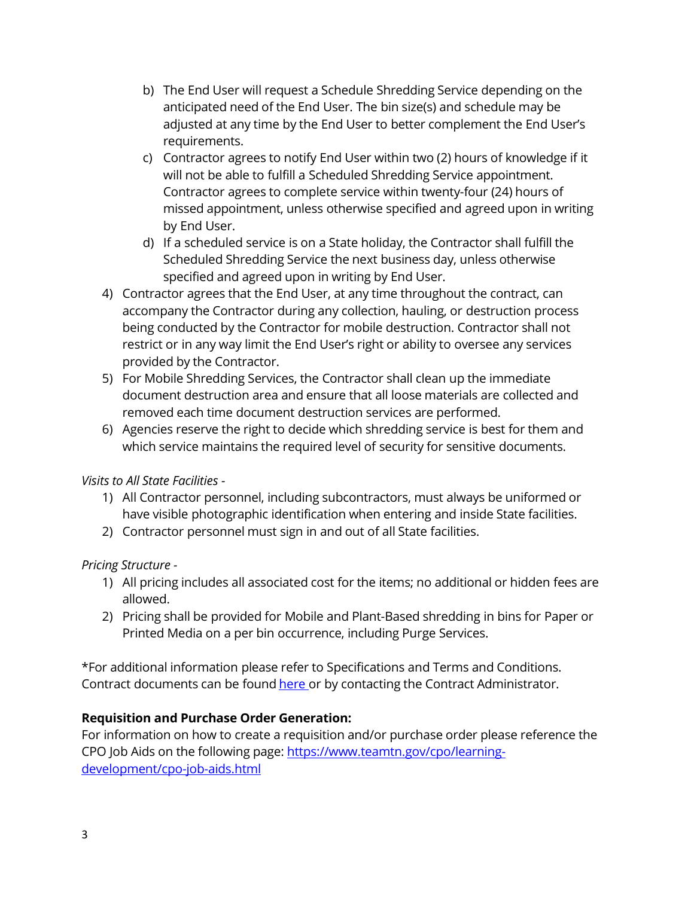b) The End User will request a Schedule Shredding Service depending on the anticipated need of the End User. The bin size(s) and schedule may be adjusted at any time by the End User to better complement the End User's requirements.
c) Contractor agrees to notify End User within two (2) hours of knowledge if it will not be able to fulfill a Scheduled Shredding Service appointment. Contractor agrees to complete service within twenty-four (24) hours of missed appointment, unless otherwise specified and agreed upon in writing by End User.
d) If a scheduled service is on a State holiday, the Contractor shall fulfill the Scheduled Shredding Service the next business day, unless otherwise specified and agreed upon in writing by End User.

4) Contractor agrees that the End User, at any time throughout the contract, can accompany the Contractor during any collection, hauling, or destruction process being conducted by the Contractor for mobile destruction. Contractor shall not restrict or in any way limit the End User's right or ability to oversee any services provided by the Contractor.
5) For Mobile Shredding Services, the Contractor shall clean up the immediate document destruction area and ensure that all loose materials are collected and removed each time document destruction services are performed.
6) Agencies reserve the right to decide which shredding service is best for them and which service maintains the required level of security for sensitive documents.

*Visits to All State Facilities -*

1) All Contractor personnel, including subcontractors, must always be uniformed or have visible photographic identification when entering and inside State facilities.
2) Contractor personnel must sign in and out of all State facilities.

*Pricing Structure -*

1) All pricing includes all associated cost for the items; no additional or hidden fees are allowed.
2) Pricing shall be provided for Mobile and Plant-Based shredding in bins for Paper or Printed Media on a per bin occurrence, including Purge Services.

*For additional information please refer to Specifications and Terms and Conditions. Contract documents can be found [here](#) or by contacting the Contract Administrator.

**Requisition and Purchase Order Generation:**
For information on how to create a requisition and/or purchase order please reference the CPO Job Aids on the following page: [https://www.teamtn.gov/cpo/learning-development/cpo-job-aids.html](https://www.teamtn.gov/cpo/learning-development/cpo-job-aids.html)